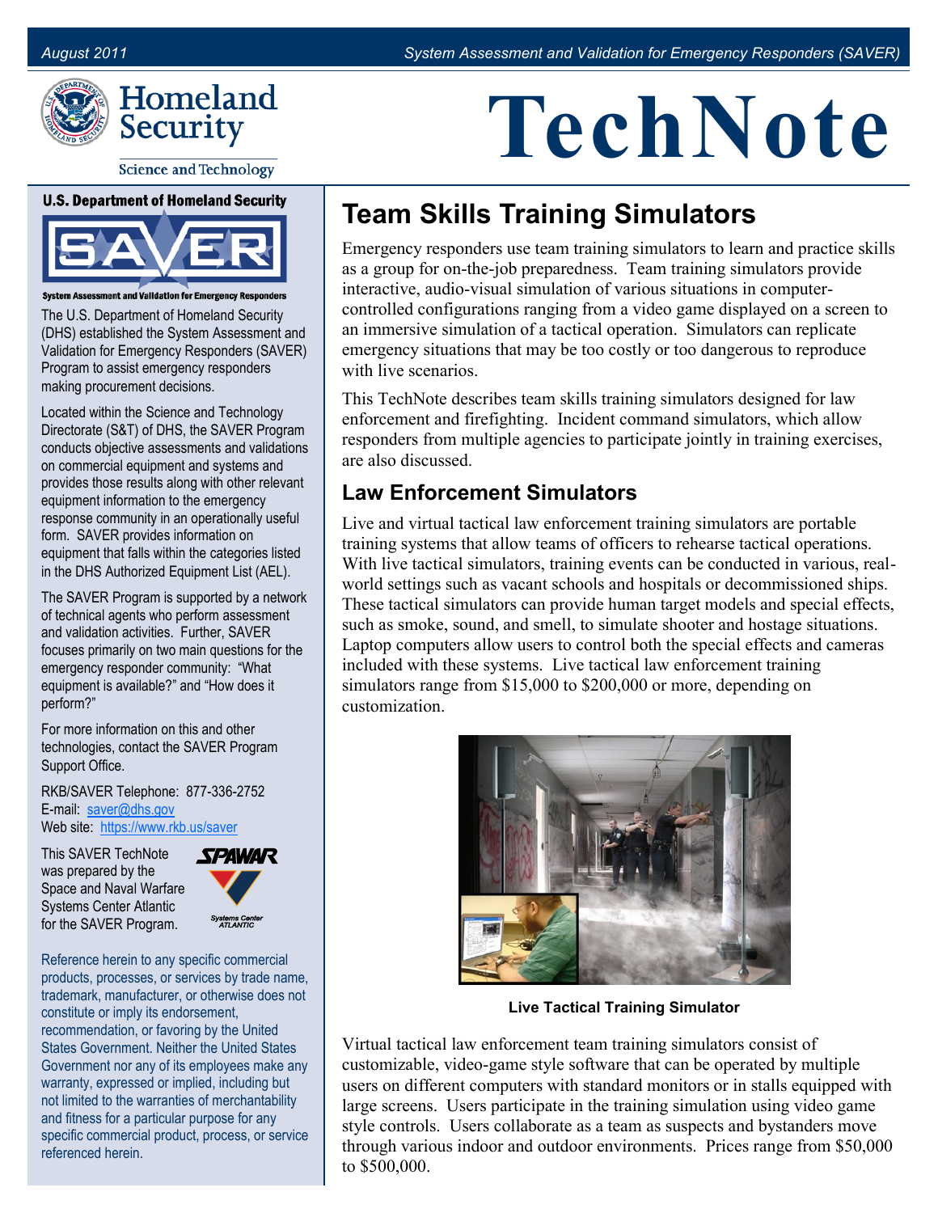# TechNote

## Team Skills Training Simulators

Emergency responders use team training simulators to learn and practice skills as a group for on-the-job preparedness. Team training simulators provide interactive, audio-visual simulation of various situations in computer-controlled configurations ranging from a video game displayed on a screen to an immersive simulation of a tactical operation. Simulators can replicate emergency situations that may be too costly or too dangerous to reproduce with live scenarios.

This TechNote describes team skills training simulators designed for law enforcement and firefighting. Incident command simulators, which allow responders from multiple agencies to participate jointly in training exercises, are also discussed.

### Law Enforcement Simulators

Live and virtual tactical law enforcement training simulators are portable training systems that allow teams of officers to rehearse tactical operations. With live tactical simulators, training events can be conducted in various, real-world settings such as vacant schools and hospitals or decommissioned ships. These tactical simulators can provide human target models and special effects, such as smoke, sound, and smell, to simulate shooter and hostage situations. Laptop computers allow users to control both the special effects and cameras included with these systems. Live tactical law enforcement training simulators range from $15,000 to $200,000 or more, depending on customization.

**Live Tactical Training Simulator**

Virtual tactical law enforcement team training simulators consist of customizable, video-game style software that can be operated by multiple users on different computers with standard monitors or in stalls equipped with large screens. Users participate in the training simulation using video game style controls. Users collaborate as a team as suspects and bystanders move through various indoor and outdoor environments. Prices range from $50,000 to $500,000.

---

**U.S. Department of Homeland Security**

**SAVER**

System Assessment and Validation for Emergency Responders

The U.S. Department of Homeland Security (DHS) established the System Assessment and Validation for Emergency Responders (SAVER) Program to assist emergency responders making procurement decisions.

Located within the Science and Technology Directorate (S&T) of DHS, the SAVER Program conducts objective assessments and validations on commercial equipment and systems and provides those results along with other relevant equipment information to the emergency response community in an operationally useful form. SAVER provides information on equipment that falls within the categories listed in the DHS Authorized Equipment List (AEL).

The SAVER Program is supported by a network of technical agents who perform assessment and validation activities. Further, SAVER focuses primarily on two main questions for the emergency responder community: "What equipment is available?" and "How does it perform?"

For more information on this and other technologies, contact the SAVER Program Support Office.

RKB/SAVER Telephone: 877-336-2752
E-mail: saver@dhs.gov
Web site: https://www.rkb.us/saver

This SAVER TechNote was prepared by the Space and Naval Warfare Systems Center Atlantic for the SAVER Program.

Reference herein to any specific commercial products, processes, or services by trade name, trademark, manufacturer, or otherwise does not constitute or imply its endorsement, recommendation, or favoring by the United States Government. Neither the United States Government nor any of its employees make any warranty, expressed or implied, including but not limited to the warranties of merchantability and fitness for a particular purpose for any specific commercial product, process, or service referenced herein.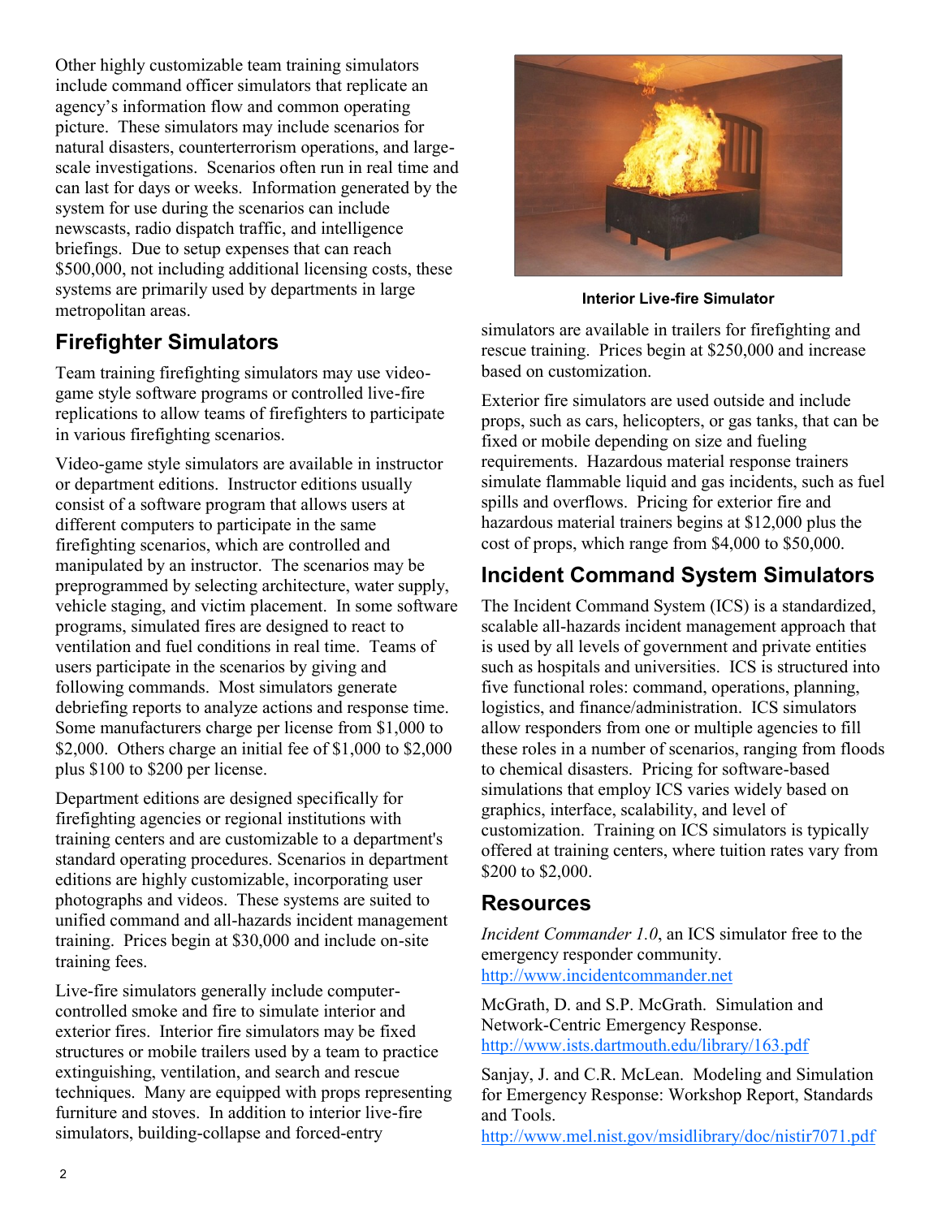Other highly customizable team training simulators include command officer simulators that replicate an agency's information flow and common operating picture. These simulators may include scenarios for natural disasters, counterterrorism operations, and large-scale investigations. Scenarios often run in real time and can last for days or weeks. Information generated by the system for use during the scenarios can include newscasts, radio dispatch traffic, and intelligence briefings. Due to setup expenses that can reach $500,000, not including additional licensing costs, these systems are primarily used by departments in large metropolitan areas.

## Firefighter Simulators

Team training firefighting simulators may use video-game style software programs or controlled live-fire replications to allow teams of firefighters to participate in various firefighting scenarios.

Video-game style simulators are available in instructor or department editions. Instructor editions usually consist of a software program that allows users at different computers to participate in the same firefighting scenarios, which are controlled and manipulated by an instructor. The scenarios may be preprogrammed by selecting architecture, water supply, vehicle staging, and victim placement. In some software programs, simulated fires are designed to react to ventilation and fuel conditions in real time. Teams of users participate in the scenarios by giving and following commands. Most simulators generate debriefing reports to analyze actions and response time. Some manufacturers charge per license from $1,000 to $2,000. Others charge an initial fee of $1,000 to $2,000 plus $100 to $200 per license.

Department editions are designed specifically for firefighting agencies or regional institutions with training centers and are customizable to a department's standard operating procedures. Scenarios in department editions are highly customizable, incorporating user photographs and videos. These systems are suited to unified command and all-hazards incident management training. Prices begin at $30,000 and include on-site training fees.

Live-fire simulators generally include computer-controlled smoke and fire to simulate interior and exterior fires. Interior fire simulators may be fixed structures or mobile trailers used by a team to practice extinguishing, ventilation, and search and rescue techniques. Many are equipped with props representing furniture and stoves. In addition to interior live-fire simulators, building-collapse and forced-entry simulators are available in trailers for firefighting and rescue training. Prices begin at $250,000 and increase based on customization.

**Interior Live-fire Simulator**

Exterior fire simulators are used outside and include props, such as cars, helicopters, or gas tanks, that can be fixed or mobile depending on size and fueling requirements. Hazardous material response trainers simulate flammable liquid and gas incidents, such as fuel spills and overflows. Pricing for exterior fire and hazardous material trainers begins at $12,000 plus the cost of props, which range from $4,000 to $50,000.

## Incident Command System Simulators

The Incident Command System (ICS) is a standardized, scalable all-hazards incident management approach that is used by all levels of government and private entities such as hospitals and universities. ICS is structured into five functional roles: command, operations, planning, logistics, and finance/administration. ICS simulators allow responders from one or multiple agencies to fill these roles in a number of scenarios, ranging from floods to chemical disasters. Pricing for software-based simulations that employ ICS varies widely based on graphics, interface, scalability, and level of customization. Training on ICS simulators is typically offered at training centers, where tuition rates vary from $200 to $2,000.

## Resources

*Incident Commander 1.0*, an ICS simulator free to the emergency responder community.
http://www.incidentcommander.net

McGrath, D. and S.P. McGrath. Simulation and Network-Centric Emergency Response.
http://www.ists.dartmouth.edu/library/163.pdf

Sanjay, J. and C.R. McLean. Modeling and Simulation for Emergency Response: Workshop Report, Standards and Tools.
http://www.mel.nist.gov/msidlibrary/doc/nistir7071.pdf